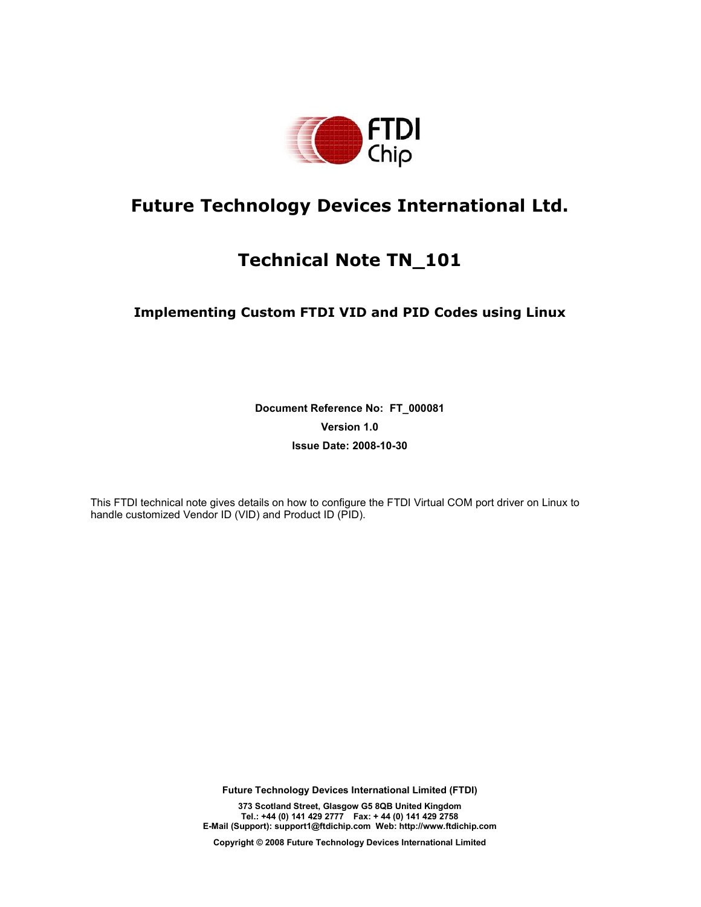# Future Technology Devices International Ltd.

# Technical Note TN_101

### Implementing Custom FTDI VID and PID Codes using Linux

**Document Reference No: FT_000081**

**Version 1.0**

**Issue Date: 2008-10-30**

This FTDI technical note gives details on how to configure the FTDI Virtual COM port driver on Linux to handle customized Vendor ID (VID) and Product ID (PID).

**Future Technology Devices International Limited (FTDI)**

**373 Scotland Street, Glasgow G5 8QB United Kingdom**
**Tel.: +44 (0) 141 429 2777 Fax: + 44 (0) 141 429 2758**
**E-Mail (Support): support1@ftdichip.com Web: http://www.ftdichip.com**

**Copyright © 2008 Future Technology Devices International Limited**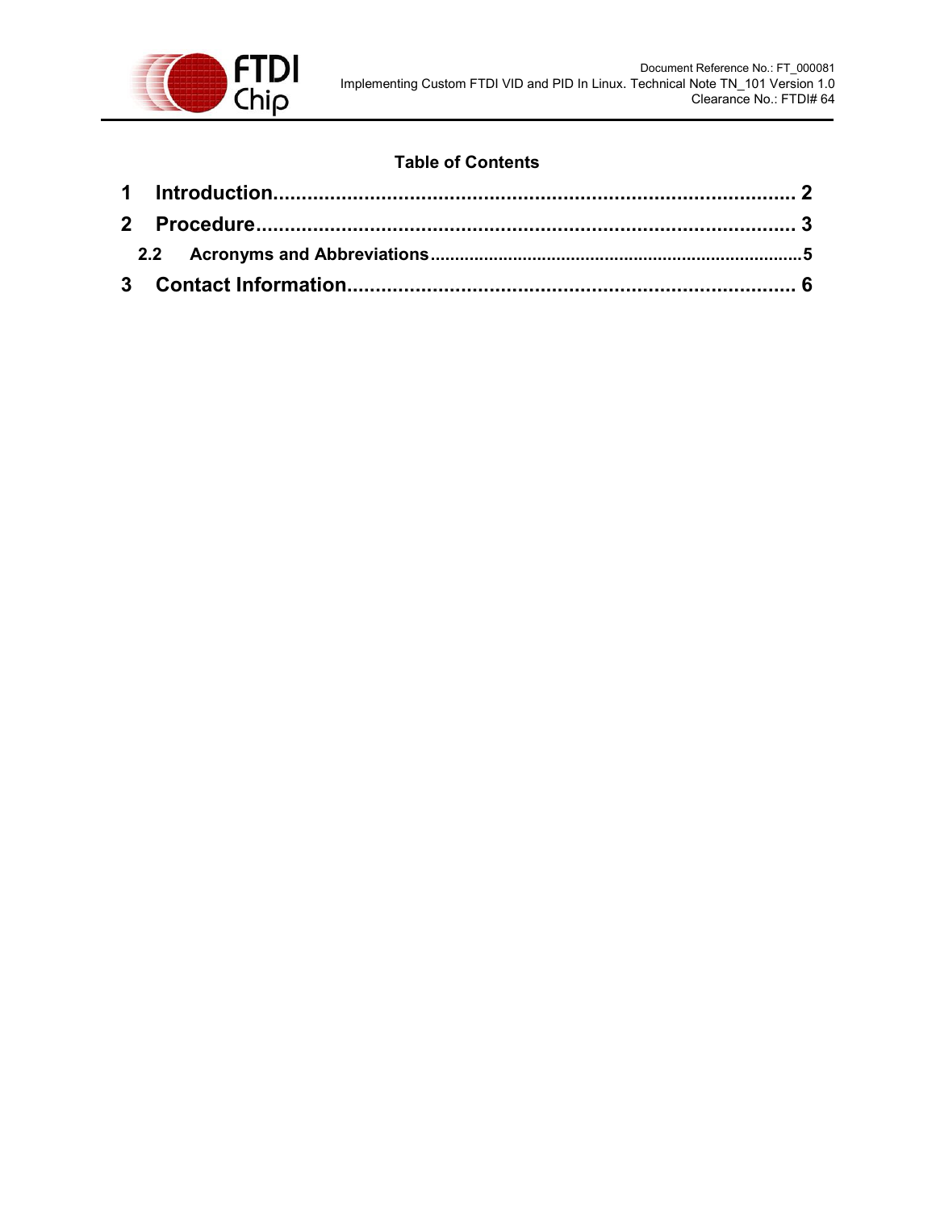**Table of Contents**

1 Introduction........................................................................................ 2

2 Procedure............................................................................................ 3

  2.2 Acronyms and Abbreviations.............................................................................5

3 Contact Information............................................................................. 6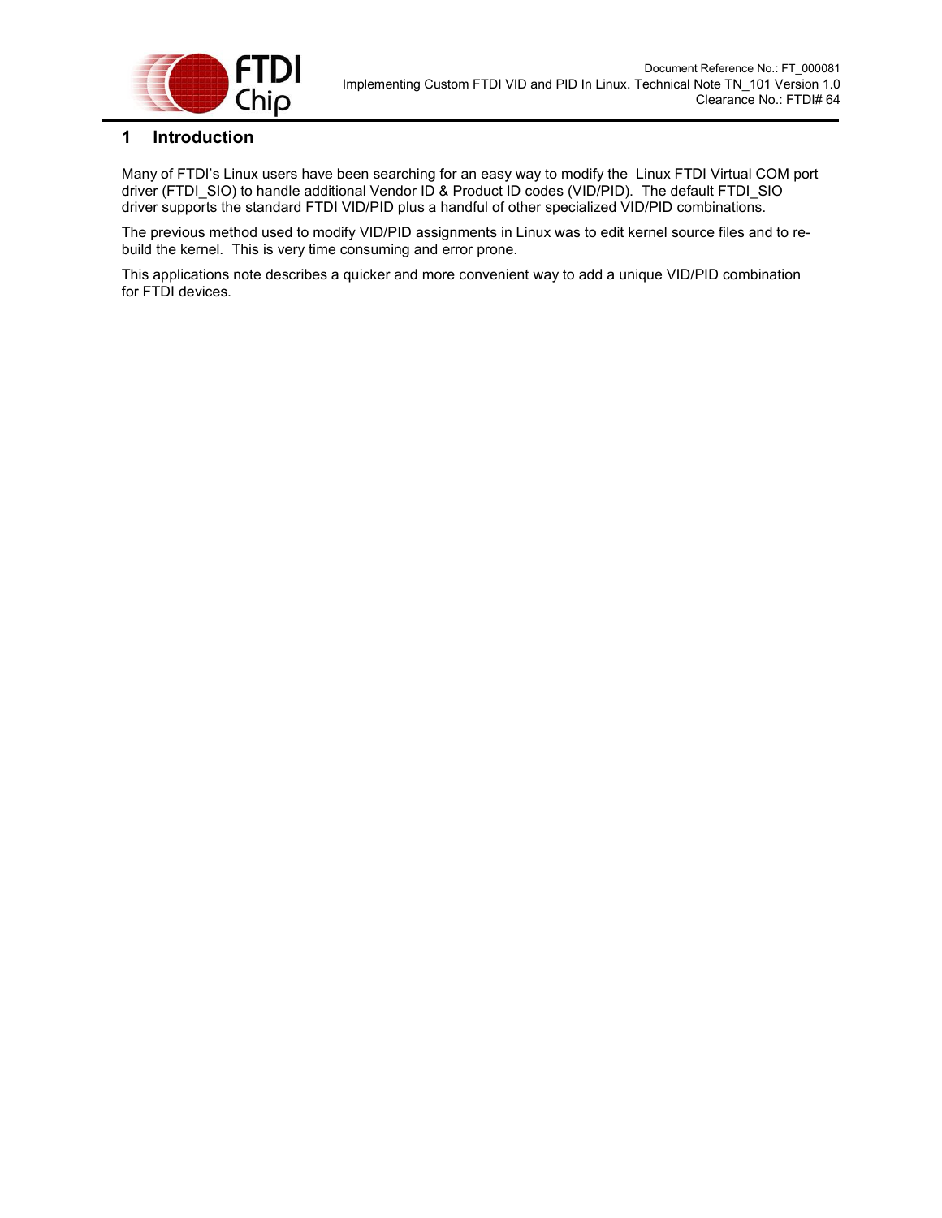# 1 Introduction

Many of FTDI's Linux users have been searching for an easy way to modify the Linux FTDI Virtual COM port driver (FTDI_SIO) to handle additional Vendor ID & Product ID codes (VID/PID). The default FTDI_SIO driver supports the standard FTDI VID/PID plus a handful of other specialized VID/PID combinations.

The previous method used to modify VID/PID assignments in Linux was to edit kernel source files and to re-build the kernel. This is very time consuming and error prone.

This applications note describes a quicker and more convenient way to add a unique VID/PID combination for FTDI devices.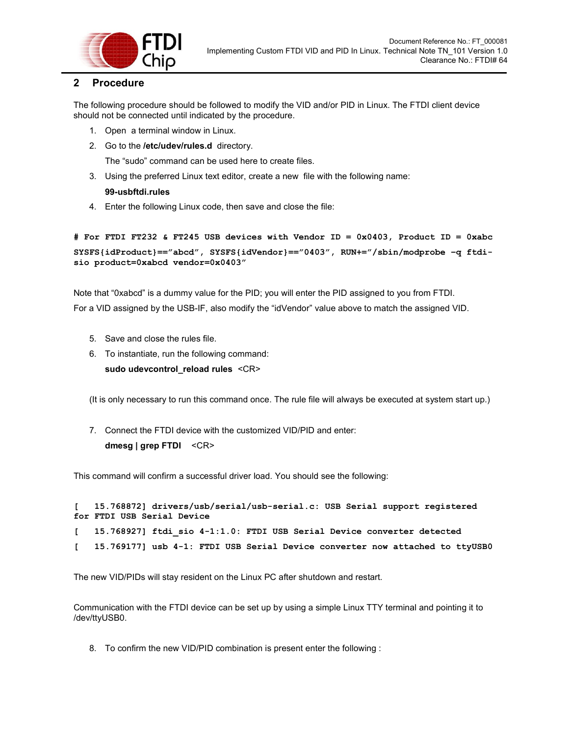## 2 Procedure

The following procedure should be followed to modify the VID and/or PID in Linux. The FTDI client device should not be connected until indicated by the procedure.

1. Open a terminal window in Linux.
2. Go to the **/etc/udev/rules.d** directory.

   The "sudo" command can be used here to create files.
3. Using the preferred Linux text editor, create a new file with the following name:

   **99-usbftdi.rules**
4. Enter the following Linux code, then save and close the file:

```
# For FTDI FT232 & FT245 USB devices with Vendor ID = 0x0403, Product ID = 0xabc
SYSFS{idProduct}=="abcd", SYSFS{idVendor}=="0403", RUN+="/sbin/modprobe -q ftdi-sio product=0xabcd vendor=0x0403"
```

Note that "0xabcd" is a dummy value for the PID; you will enter the PID assigned to you from FTDI.
For a VID assigned by the USB-IF, also modify the "idVendor" value above to match the assigned VID.

5. Save and close the rules file.
6. To instantiate, run the following command:

   **sudo udevcontrol_reload rules** <CR>

(It is only necessary to run this command once. The rule file will always be executed at system start up.)

7. Connect the FTDI device with the customized VID/PID and enter:

   **dmesg | grep FTDI** <CR>

This command will confirm a successful driver load. You should see the following:

```
[   15.768872] drivers/usb/serial/usb-serial.c: USB Serial support registered for FTDI USB Serial Device
[   15.768927] ftdi_sio 4-1:1.0: FTDI USB Serial Device converter detected
[   15.769177] usb 4-1: FTDI USB Serial Device converter now attached to ttyUSB0
```

The new VID/PIDs will stay resident on the Linux PC after shutdown and restart.

Communication with the FTDI device can be set up by using a simple Linux TTY terminal and pointing it to /dev/ttyUSB0.

8. To confirm the new VID/PID combination is present enter the following :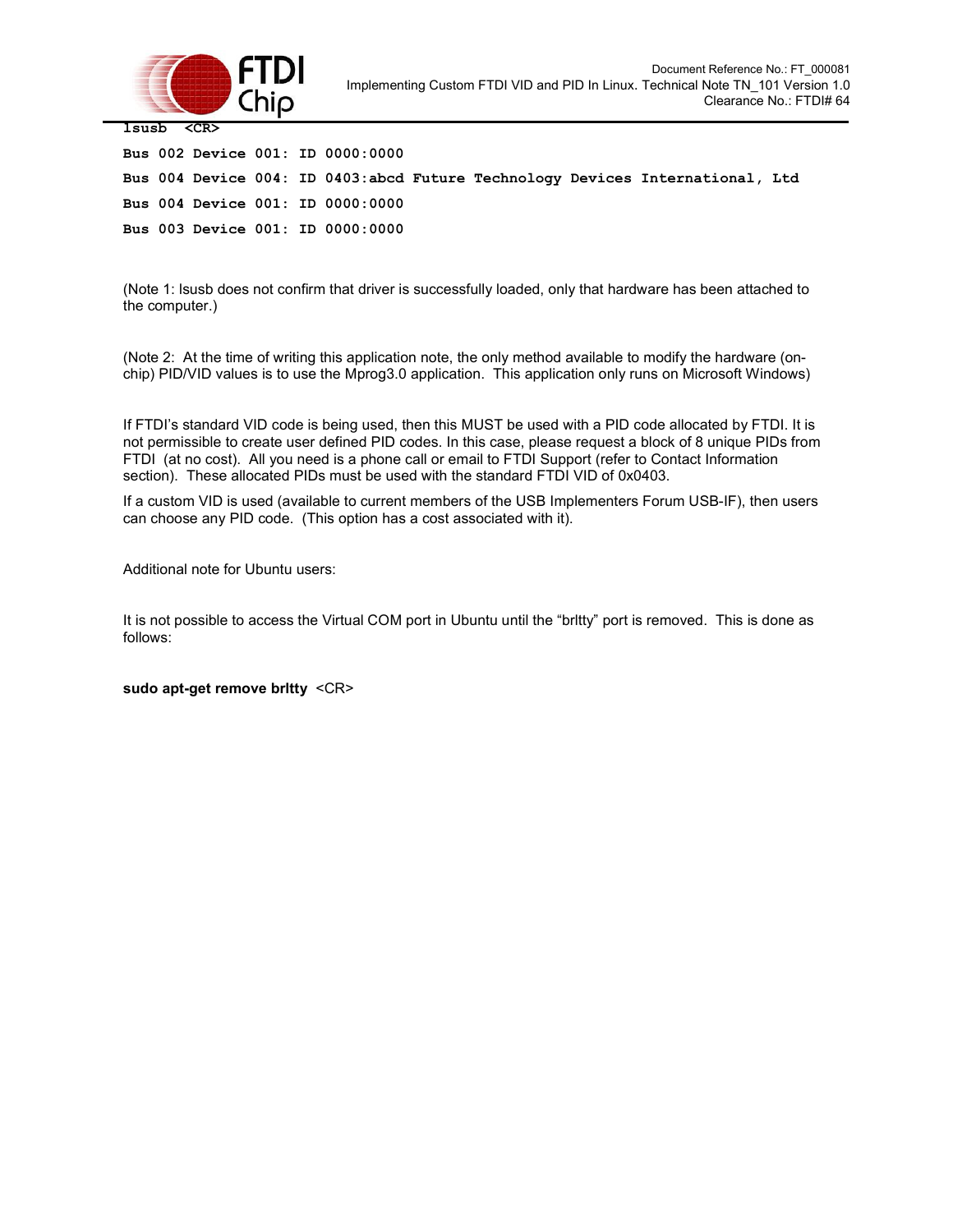**lsusb <CR>**

```
Bus 002 Device 001: ID 0000:0000
Bus 004 Device 004: ID 0403:abcd Future Technology Devices International, Ltd
Bus 004 Device 001: ID 0000:0000
Bus 003 Device 001: ID 0000:0000
```

(Note 1: lsusb does not confirm that driver is successfully loaded, only that hardware has been attached to the computer.)

(Note 2: At the time of writing this application note, the only method available to modify the hardware (on-chip) PID/VID values is to use the Mprog3.0 application. This application only runs on Microsoft Windows)

If FTDI's standard VID code is being used, then this MUST be used with a PID code allocated by FTDI. It is not permissible to create user defined PID codes. In this case, please request a block of 8 unique PIDs from FTDI (at no cost). All you need is a phone call or email to FTDI Support (refer to Contact Information section). These allocated PIDs must be used with the standard FTDI VID of 0x0403.

If a custom VID is used (available to current members of the USB Implementers Forum USB-IF), then users can choose any PID code. (This option has a cost associated with it).

Additional note for Ubuntu users:

It is not possible to access the Virtual COM port in Ubuntu until the "brltty" port is removed. This is done as follows:

**sudo apt-get remove brltty** <CR>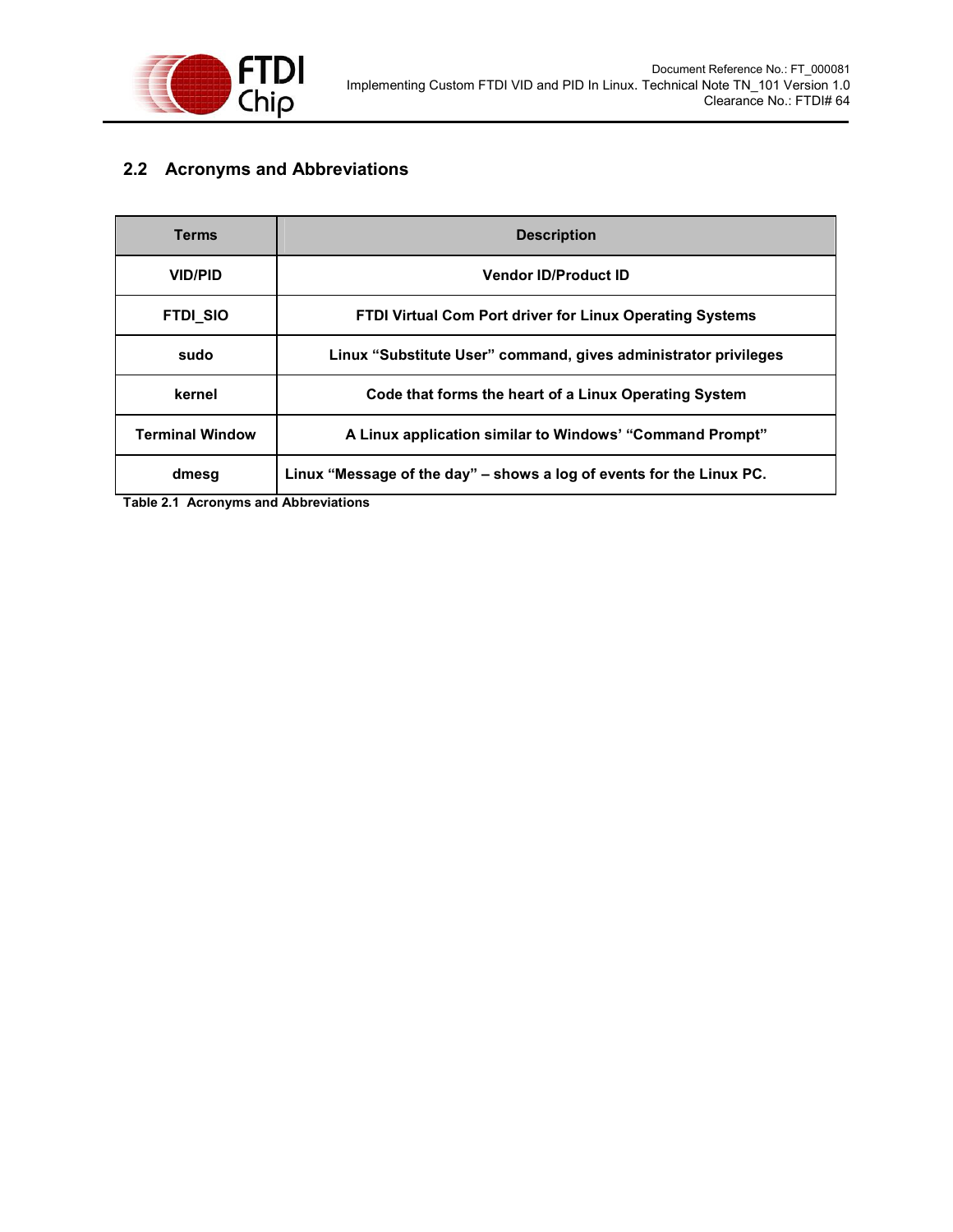## 2.2 Acronyms and Abbreviations

| Terms | Description |
| --- | --- |
| VID/PID | Vendor ID/Product ID |
| FTDI_SIO | FTDI Virtual Com Port driver for Linux Operating Systems |
| sudo | Linux “Substitute User” command, gives administrator privileges |
| kernel | Code that forms the heart of a Linux Operating System |
| Terminal Window | A Linux application similar to Windows’ “Command Prompt” |
| dmesg | Linux “Message of the day” – shows a log of events for the Linux PC. |

**Table 2.1 Acronyms and Abbreviations**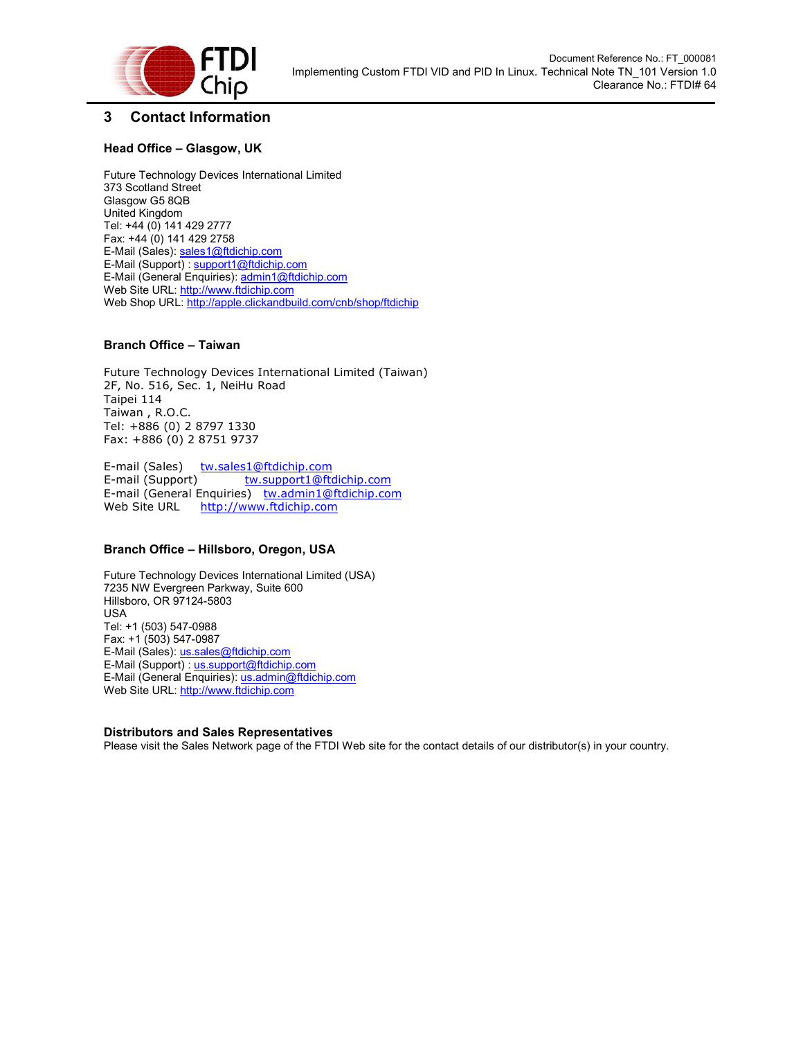# 3 Contact Information

### Head Office – Glasgow, UK

Future Technology Devices International Limited
373 Scotland Street
Glasgow G5 8QB
United Kingdom
Tel: +44 (0) 141 429 2777
Fax: +44 (0) 141 429 2758
E-Mail (Sales): sales1@ftdichip.com
E-Mail (Support) : support1@ftdichip.com
E-Mail (General Enquiries): admin1@ftdichip.com
Web Site URL: http://www.ftdichip.com
Web Shop URL: http://apple.clickandbuild.com/cnb/shop/ftdichip

### Branch Office – Taiwan

Future Technology Devices International Limited (Taiwan)
2F, No. 516, Sec. 1, NeiHu Road
Taipei 114
Taiwan , R.O.C.
Tel: +886 (0) 2 8797 1330
Fax: +886 (0) 2 8751 9737

E-mail (Sales) tw.sales1@ftdichip.com
E-mail (Support) tw.support1@ftdichip.com
E-mail (General Enquiries) tw.admin1@ftdichip.com
Web Site URL http://www.ftdichip.com

### Branch Office – Hillsboro, Oregon, USA

Future Technology Devices International Limited (USA)
7235 NW Evergreen Parkway, Suite 600
Hillsboro, OR 97124-5803
USA
Tel: +1 (503) 547-0988
Fax: +1 (503) 547-0987
E-Mail (Sales): us.sales@ftdichip.com
E-Mail (Support) : us.support@ftdichip.com
E-Mail (General Enquiries): us.admin@ftdichip.com
Web Site URL: http://www.ftdichip.com

### Distributors and Sales Representatives

Please visit the Sales Network page of the FTDI Web site for the contact details of our distributor(s) in your country.